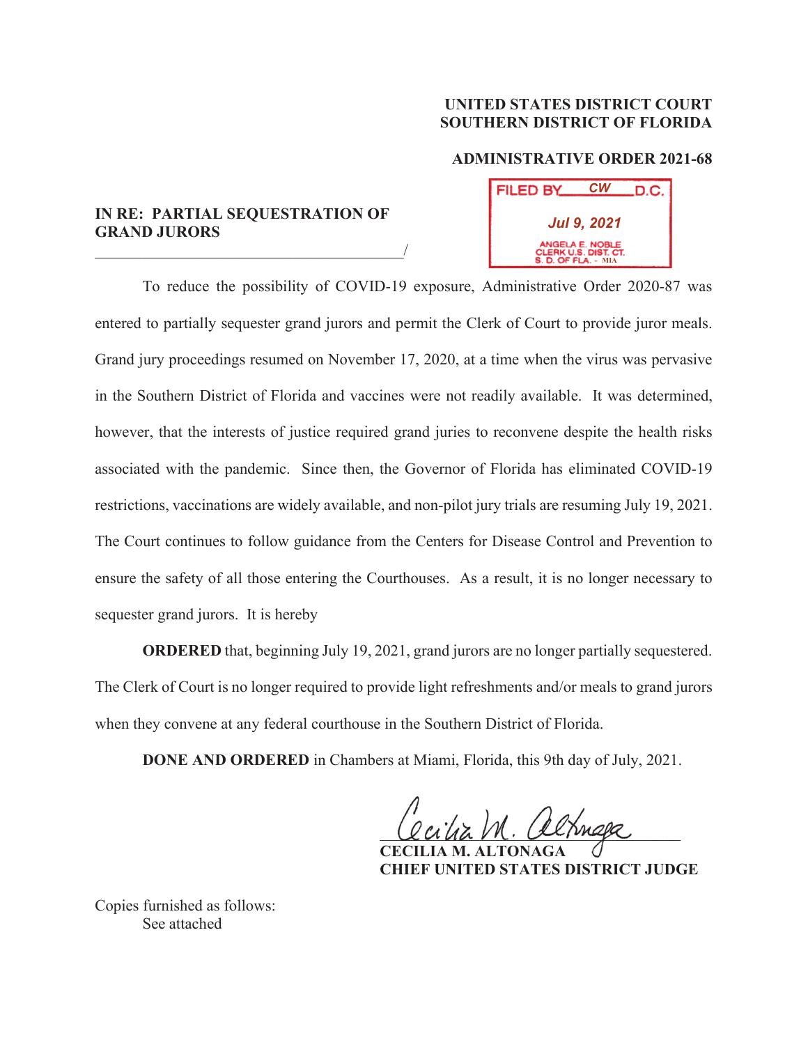**UNITED STATES DISTRICT COURT**
**SOUTHERN DISTRICT OF FLORIDA**

**ADMINISTRATIVE ORDER 2021-68**

FILED BY CW D.C.
Jul 9, 2021
ANGELA E. NOBLE
CLERK U.S. DIST. CT.
S. D. OF FLA. - MIA

**IN RE: PARTIAL SEQUESTRATION OF GRAND JURORS**
______________________________________/

To reduce the possibility of COVID-19 exposure, Administrative Order 2020-87 was entered to partially sequester grand jurors and permit the Clerk of Court to provide juror meals. Grand jury proceedings resumed on November 17, 2020, at a time when the virus was pervasive in the Southern District of Florida and vaccines were not readily available. It was determined, however, that the interests of justice required grand juries to reconvene despite the health risks associated with the pandemic. Since then, the Governor of Florida has eliminated COVID-19 restrictions, vaccinations are widely available, and non-pilot jury trials are resuming July 19, 2021. The Court continues to follow guidance from the Centers for Disease Control and Prevention to ensure the safety of all those entering the Courthouses. As a result, it is no longer necessary to sequester grand jurors. It is hereby

**ORDERED** that, beginning July 19, 2021, grand jurors are no longer partially sequestered. The Clerk of Court is no longer required to provide light refreshments and/or meals to grand jurors when they convene at any federal courthouse in the Southern District of Florida.

**DONE AND ORDERED** in Chambers at Miami, Florida, this 9th day of July, 2021.

**CECILIA M. ALTONAGA**
**CHIEF UNITED STATES DISTRICT JUDGE**

Copies furnished as follows:
See attached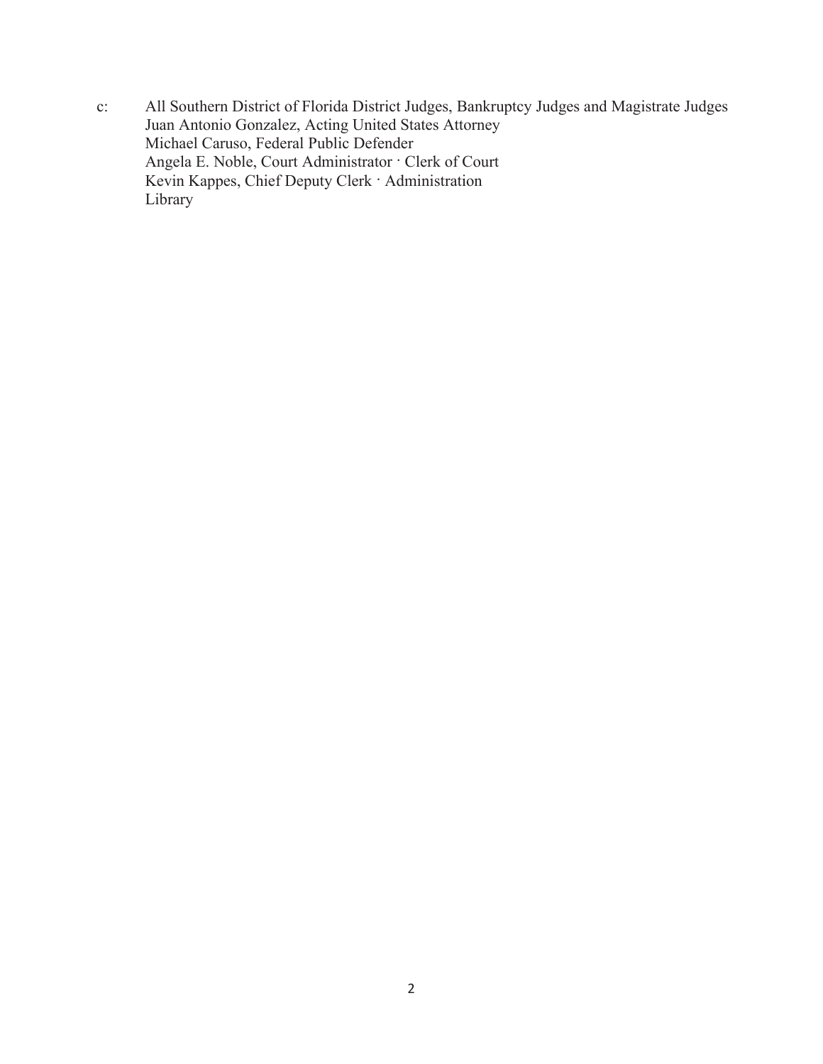c: All Southern District of Florida District Judges, Bankruptcy Judges and Magistrate Judges
Juan Antonio Gonzalez, Acting United States Attorney
Michael Caruso, Federal Public Defender
Angela E. Noble, Court Administrator · Clerk of Court
Kevin Kappes, Chief Deputy Clerk · Administration
Library